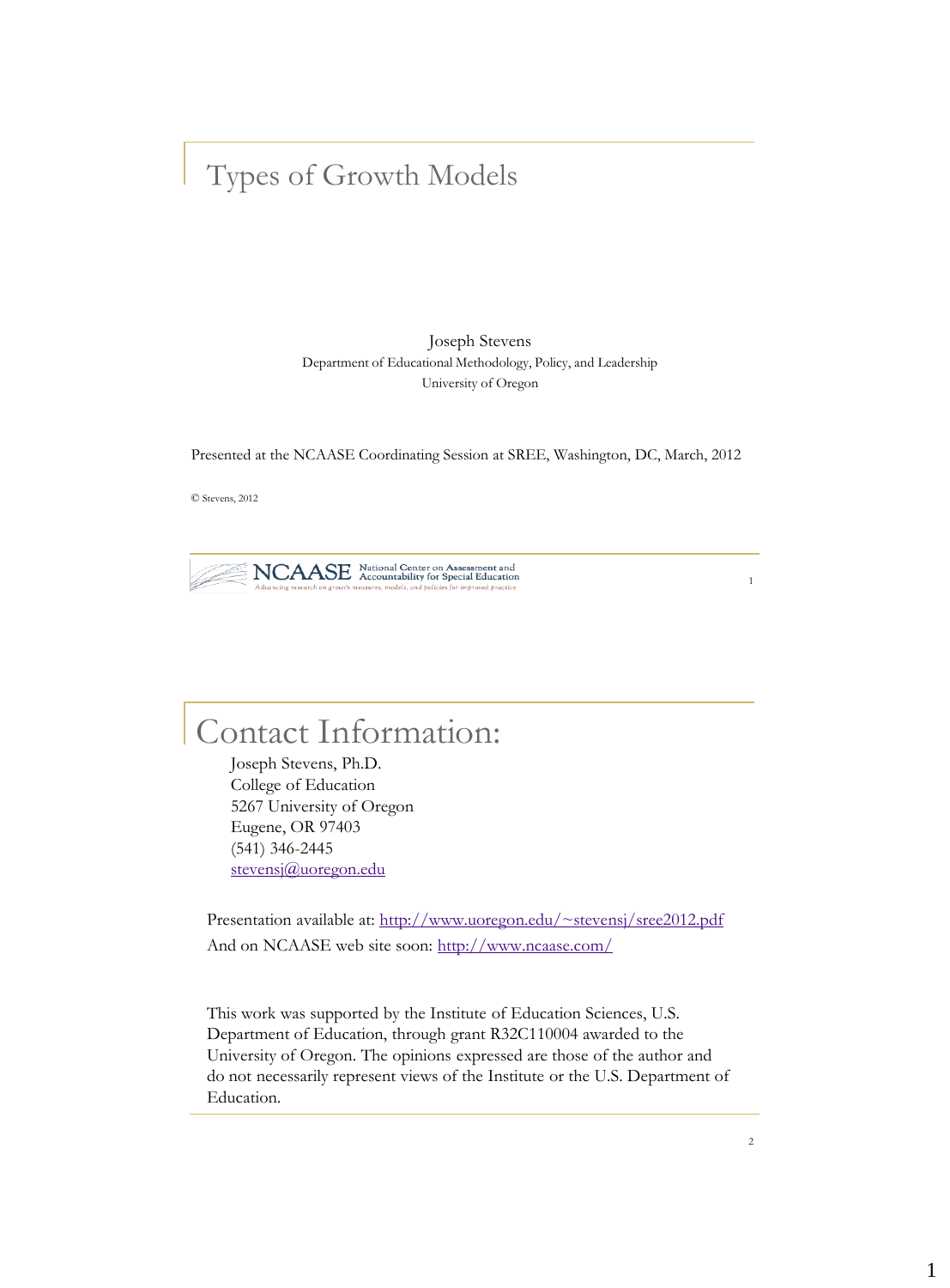# Types of Growth Models

Joseph Stevens
Department of Educational Methodology, Policy, and Leadership
University of Oregon

Presented at the NCAASE Coordinating Session at SREE, Washington, DC, March, 2012

© Stevens, 2012

NCAASE National Center on Assessment and Accountability for Special Education
*Advancing research on growth measures, models, and policies for improved practice*

# Contact Information:

Joseph Stevens, Ph.D.
College of Education
5267 University of Oregon
Eugene, OR 97403
(541) 346-2445
stevensj@uoregon.edu

Presentation available at: http://www.uoregon.edu/~stevensj/sree2012.pdf

And on NCAASE web site soon: http://www.ncaase.com/

This work was supported by the Institute of Education Sciences, U.S. Department of Education, through grant R32C110004 awarded to the University of Oregon. The opinions expressed are those of the author and do not necessarily represent views of the Institute or the U.S. Department of Education.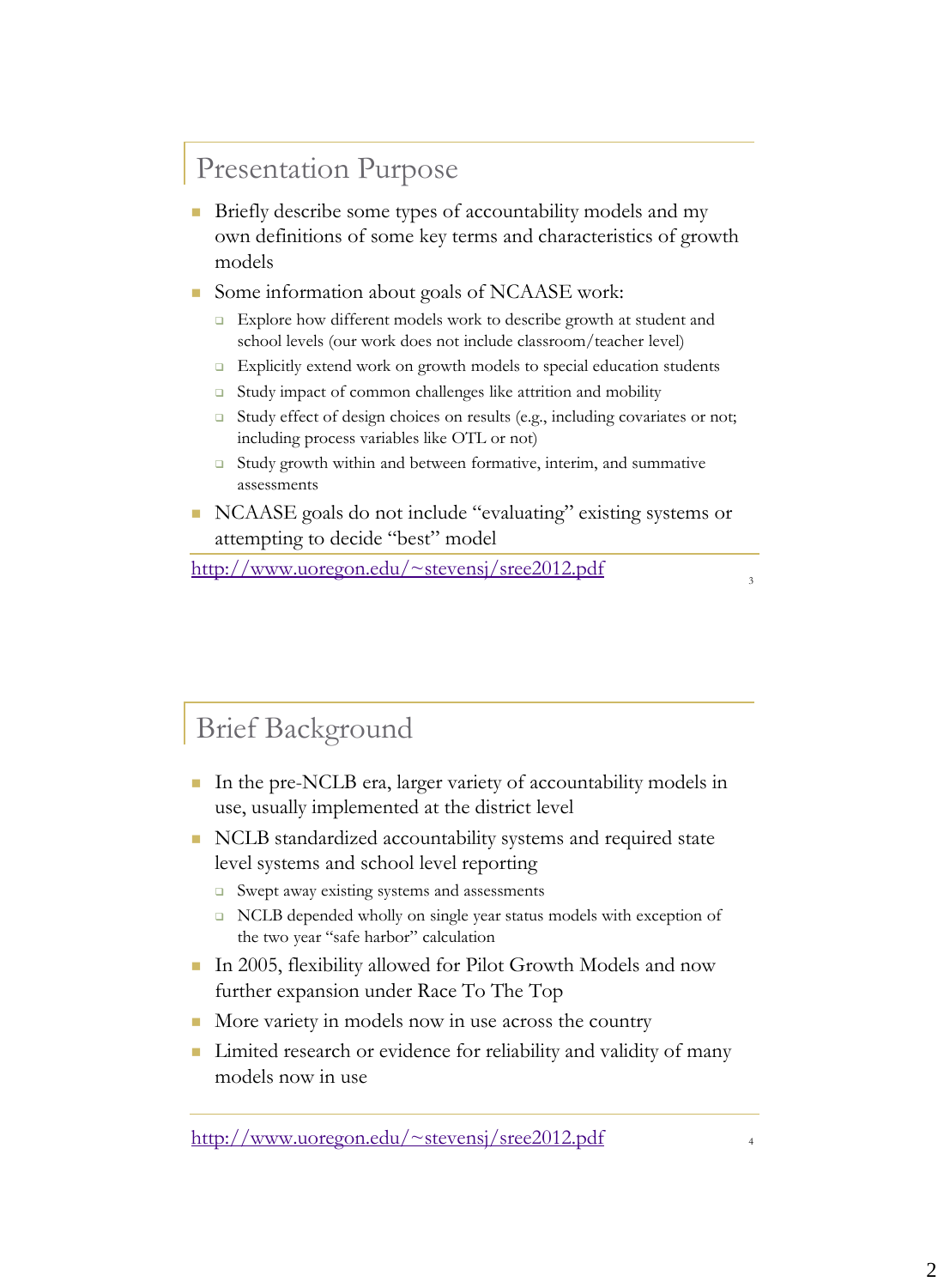## Presentation Purpose

- Briefly describe some types of accountability models and my own definitions of some key terms and characteristics of growth models
- Some information about goals of NCAASE work:
  - Explore how different models work to describe growth at student and school levels (our work does not include classroom/teacher level)
  - Explicitly extend work on growth models to special education students
  - Study impact of common challenges like attrition and mobility
  - Study effect of design choices on results (e.g., including covariates or not; including process variables like OTL or not)
  - Study growth within and between formative, interim, and summative assessments
- NCAASE goals do not include "evaluating" existing systems or attempting to decide "best" model

http://www.uoregon.edu/~stevensj/sree2012.pdf

## Brief Background

- In the pre-NCLB era, larger variety of accountability models in use, usually implemented at the district level
- NCLB standardized accountability systems and required state level systems and school level reporting
  - Swept away existing systems and assessments
  - NCLB depended wholly on single year status models with exception of the two year "safe harbor" calculation
- In 2005, flexibility allowed for Pilot Growth Models and now further expansion under Race To The Top
- More variety in models now in use across the country
- Limited research or evidence for reliability and validity of many models now in use

http://www.uoregon.edu/~stevensj/sree2012.pdf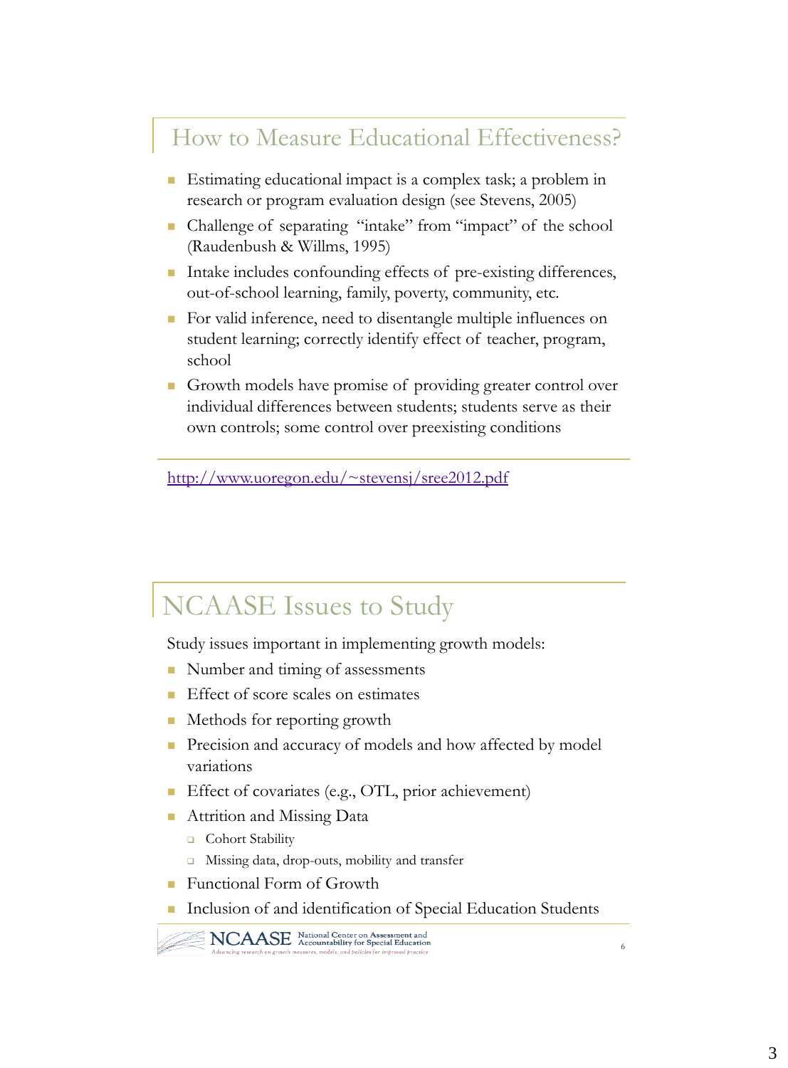## How to Measure Educational Effectiveness?

- Estimating educational impact is a complex task; a problem in research or program evaluation design (see Stevens, 2005)
- Challenge of separating "intake" from "impact" of the school (Raudenbush & Willms, 1995)
- Intake includes confounding effects of pre-existing differences, out-of-school learning, family, poverty, community, etc.
- For valid inference, need to disentangle multiple influences on student learning; correctly identify effect of teacher, program, school
- Growth models have promise of providing greater control over individual differences between students; students serve as their own controls; some control over preexisting conditions

http://www.uoregon.edu/~stevensj/sree2012.pdf

## NCAASE Issues to Study

Study issues important in implementing growth models:

- Number and timing of assessments
- Effect of score scales on estimates
- Methods for reporting growth
- Precision and accuracy of models and how affected by model variations
- Effect of covariates (e.g., OTL, prior achievement)
- Attrition and Missing Data
  - Cohort Stability
  - Missing data, drop-outs, mobility and transfer
- Functional Form of Growth
- Inclusion of and identification of Special Education Students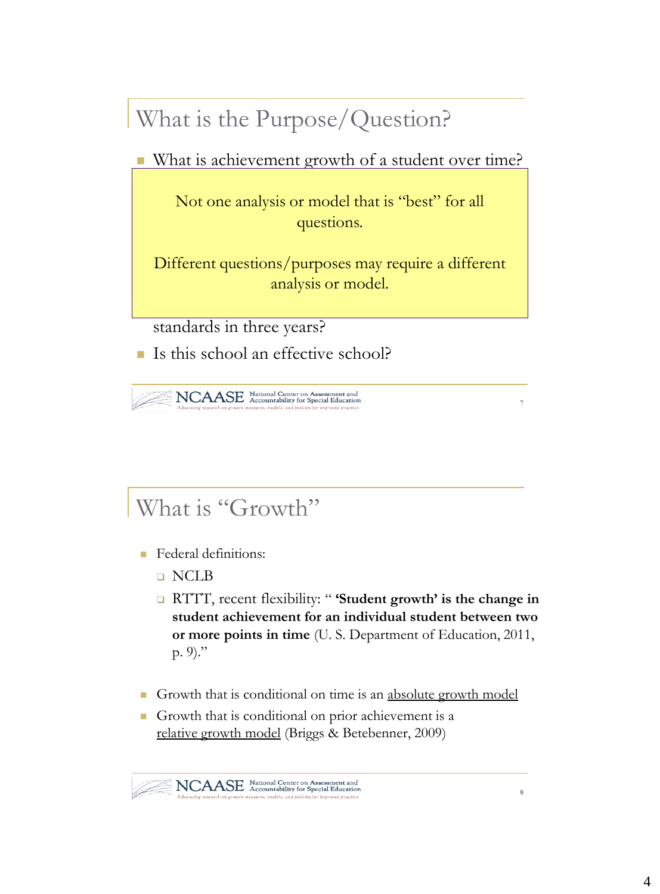## What is the Purpose/Question?

- What is achievement growth of a student over time?

> Not one analysis or model that is "best" for all questions.
>
> Different questions/purposes may require a different analysis or model.

standards in three years?

- Is this school an effective school?

## What is "Growth"

- Federal definitions:
  - NCLB
  - RTTT, recent flexibility: " **'Student growth' is the change in student achievement for an individual student between two or more points in time** (U. S. Department of Education, 2011, p. 9)."
- Growth that is conditional on time is an <u>absolute growth model</u>
- Growth that is conditional on prior achievement is a <u>relative growth model</u> (Briggs & Betebenner, 2009)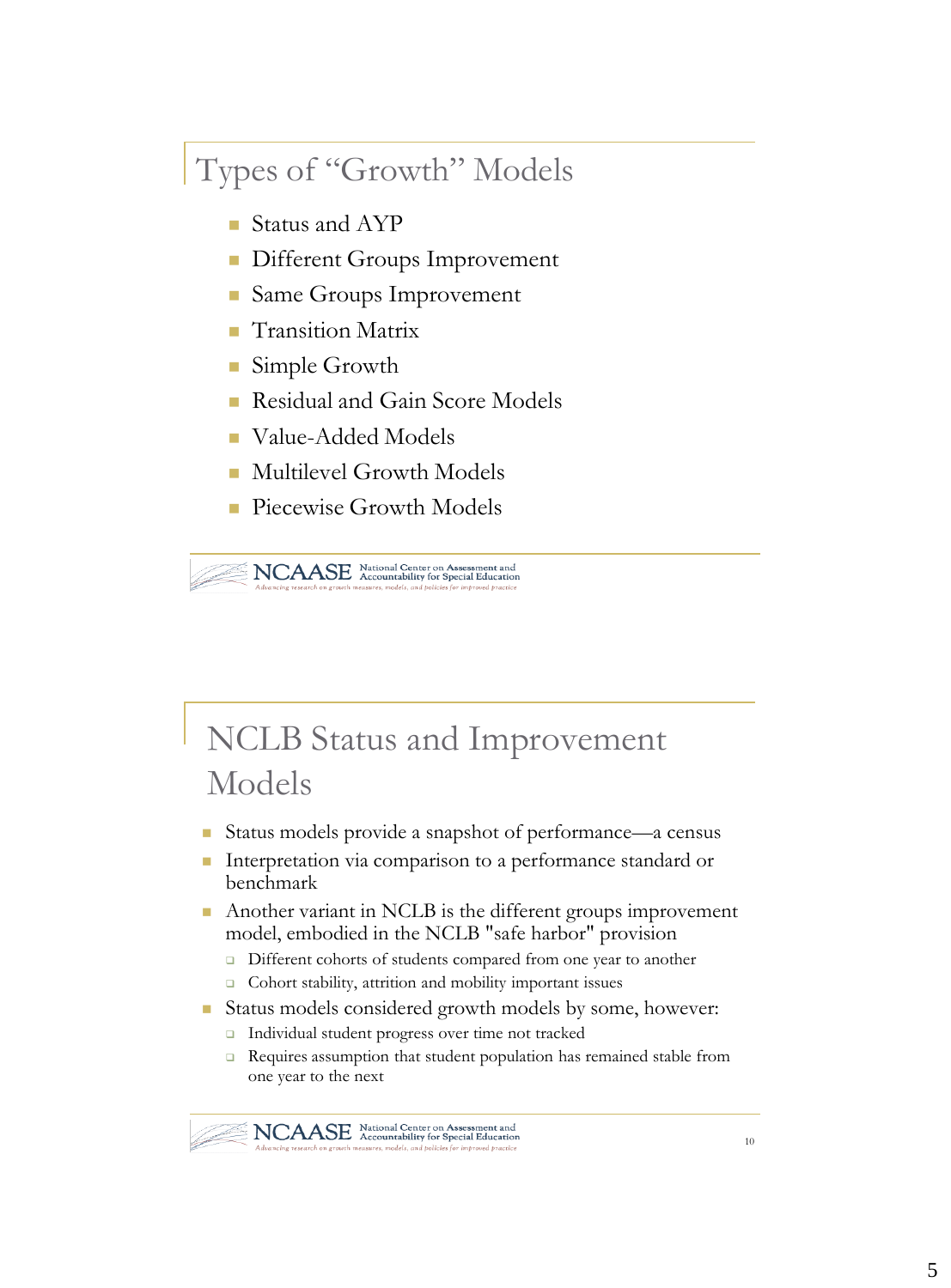## Types of "Growth" Models

- Status and AYP
- Different Groups Improvement
- Same Groups Improvement
- Transition Matrix
- Simple Growth
- Residual and Gain Score Models
- Value-Added Models
- Multilevel Growth Models
- Piecewise Growth Models

## NCLB Status and Improvement Models

- Status models provide a snapshot of performance—a census
- Interpretation via comparison to a performance standard or benchmark
- Another variant in NCLB is the different groups improvement model, embodied in the NCLB "safe harbor" provision
  - Different cohorts of students compared from one year to another
  - Cohort stability, attrition and mobility important issues
- Status models considered growth models by some, however:
  - Individual student progress over time not tracked
  - Requires assumption that student population has remained stable from one year to the next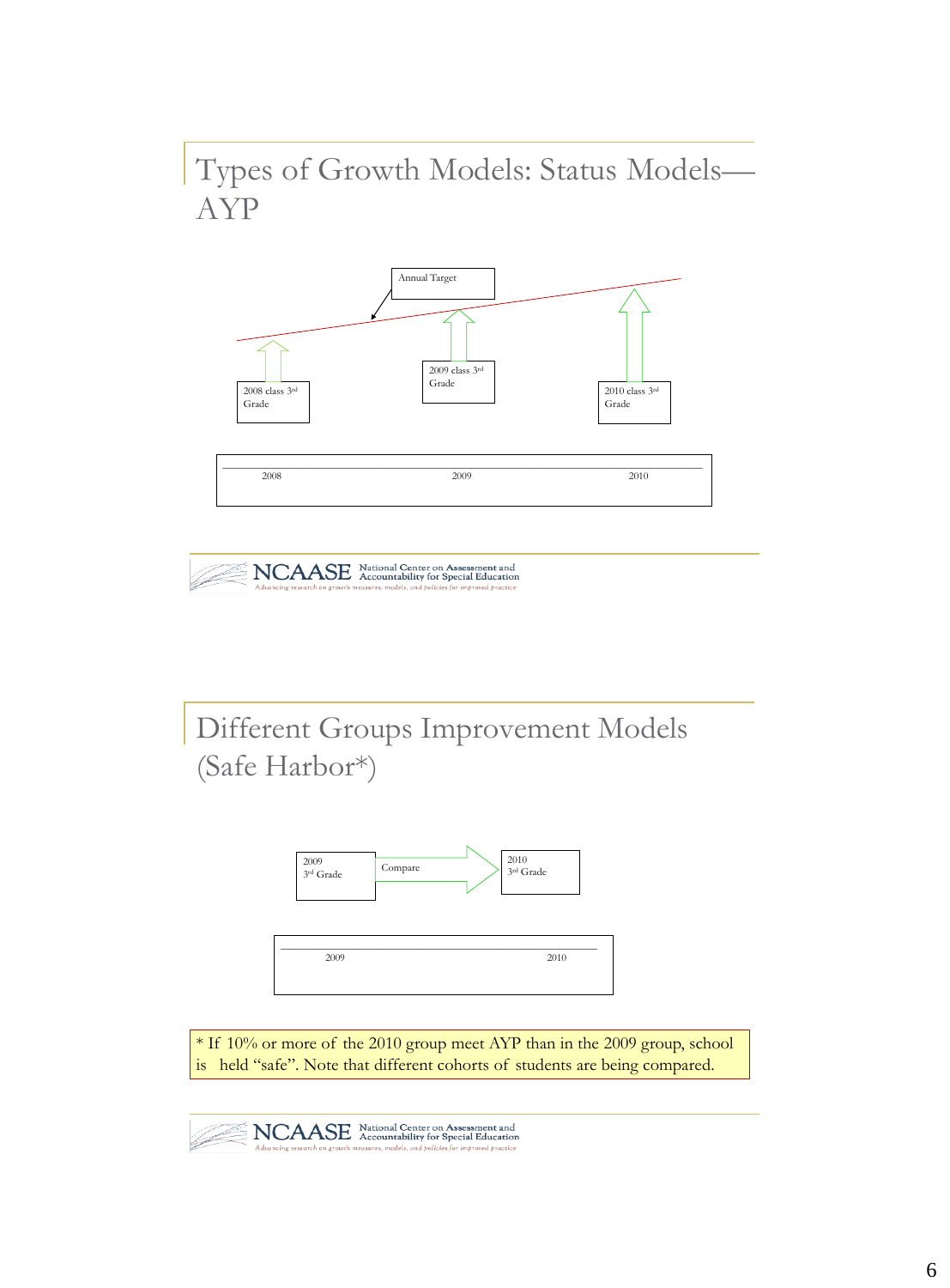# Types of Growth Models: Status Models—AYP

Annual Target

2008 class 3rd Grade

2009 class 3rd Grade

2010 class 3rd Grade

2008 2009 2010

# Different Groups Improvement Models (Safe Harbor*)

2009 3rd Grade

Compare

2010 3rd Grade

2009 2010

* If 10% or more of the 2010 group meet AYP than in the 2009 group, school is held "safe". Note that different cohorts of students are being compared.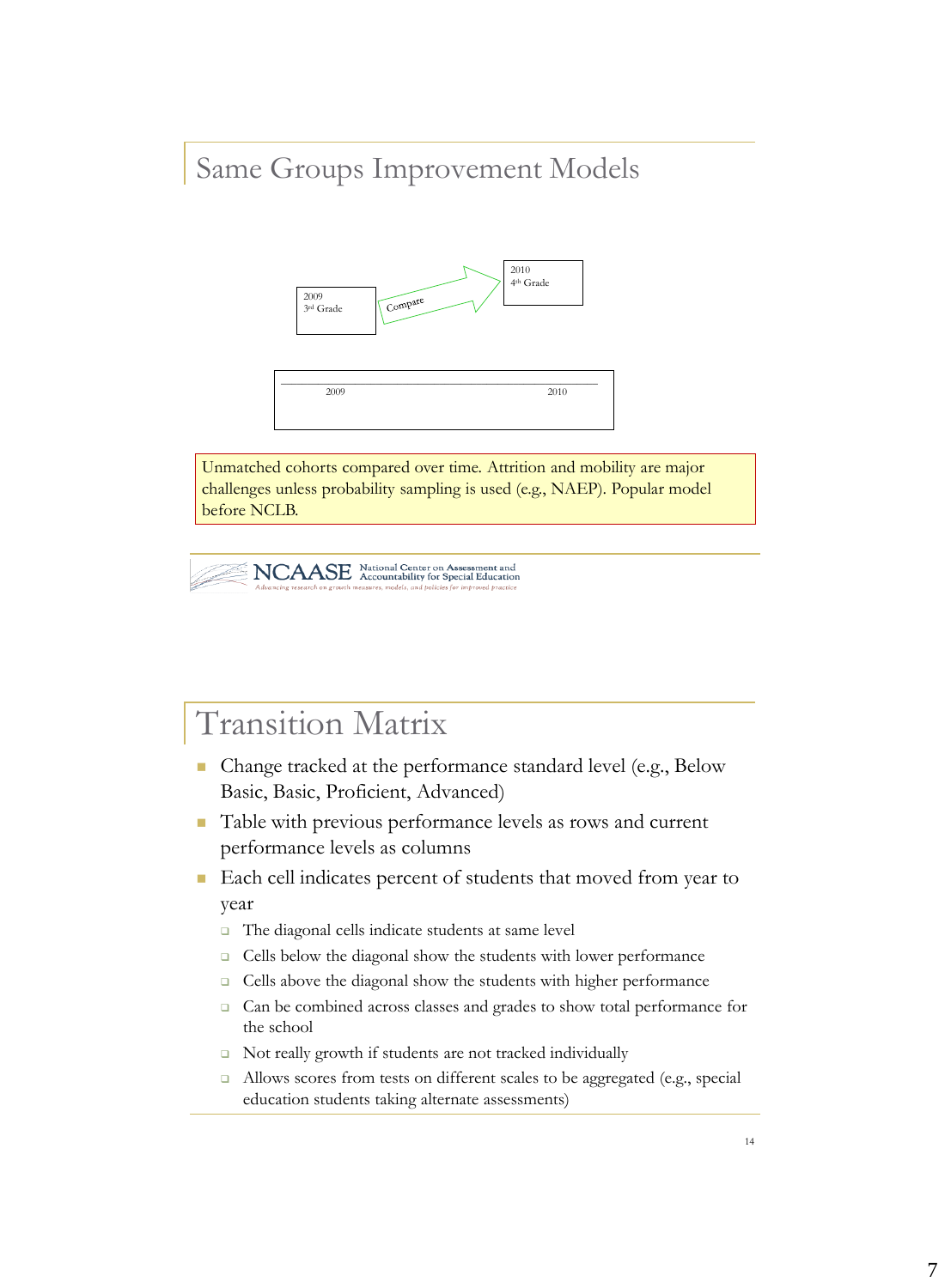## Same Groups Improvement Models

2009
3rd Grade

Compare

2010
4th Grade

2009 2010

Unmatched cohorts compared over time. Attrition and mobility are major challenges unless probability sampling is used (e.g., NAEP). Popular model before NCLB.

NCAASE National Center on Assessment and Accountability for Special Education
Advancing research on growth measures, models, and policies for improved practice

## Transition Matrix

- Change tracked at the performance standard level (e.g., Below Basic, Basic, Proficient, Advanced)
- Table with previous performance levels as rows and current performance levels as columns
- Each cell indicates percent of students that moved from year to year
  - The diagonal cells indicate students at same level
  - Cells below the diagonal show the students with lower performance
  - Cells above the diagonal show the students with higher performance
  - Can be combined across classes and grades to show total performance for the school
  - Not really growth if students are not tracked individually
  - Allows scores from tests on different scales to be aggregated (e.g., special education students taking alternate assessments)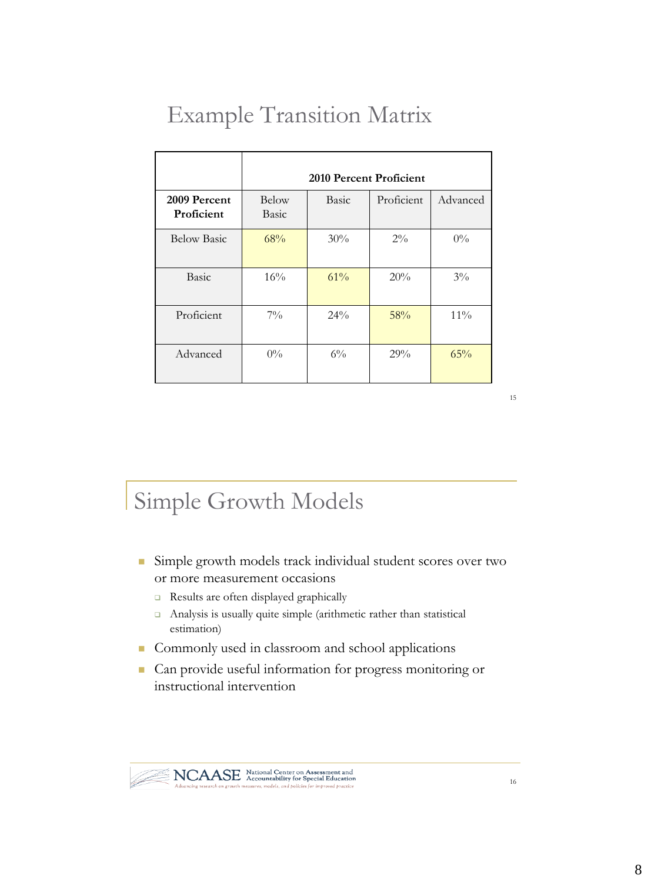## Example Transition Matrix

| | 2010 Percent Proficient | | | |
|---|---|---|---|---|
| **2009 Percent Proficient** | Below Basic | Basic | Proficient | Advanced |
| Below Basic | 68% | 30% | 2% | 0% |
| Basic | 16% | 61% | 20% | 3% |
| Proficient | 7% | 24% | 58% | 11% |
| Advanced | 0% | 6% | 29% | 65% |

## Simple Growth Models

- Simple growth models track individual student scores over two or more measurement occasions
  - Results are often displayed graphically
  - Analysis is usually quite simple (arithmetic rather than statistical estimation)
- Commonly used in classroom and school applications
- Can provide useful information for progress monitoring or instructional intervention

NCAASE National Center on Assessment and Accountability for Special Education
*Advancing research on growth measures, models, and policies for improved practice*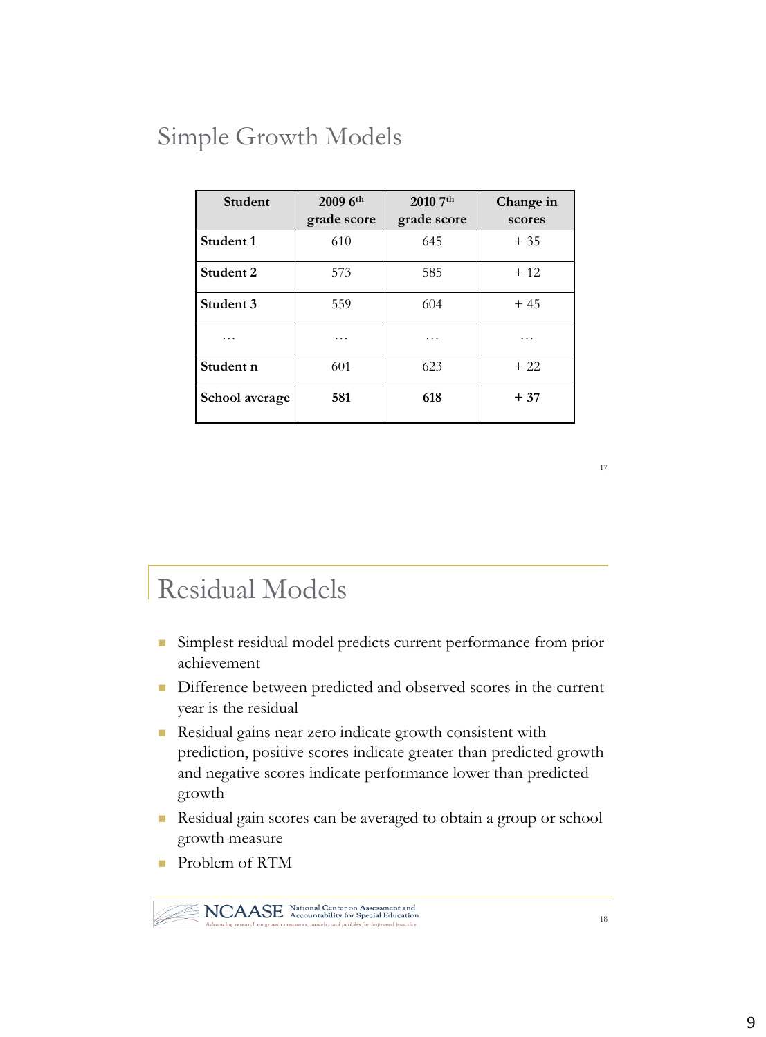## Simple Growth Models

| Student | 2009 6th grade score | 2010 7th grade score | Change in scores |
|---|---|---|---|
| **Student 1** | 610 | 645 | + 35 |
| **Student 2** | 573 | 585 | + 12 |
| **Student 3** | 559 | 604 | + 45 |
| … | … | … | … |
| **Student n** | 601 | 623 | + 22 |
| **School average** | **581** | **618** | **+ 37** |

## Residual Models

- Simplest residual model predicts current performance from prior achievement
- Difference between predicted and observed scores in the current year is the residual
- Residual gains near zero indicate growth consistent with prediction, positive scores indicate greater than predicted growth and negative scores indicate performance lower than predicted growth
- Residual gain scores can be averaged to obtain a group or school growth measure
- Problem of RTM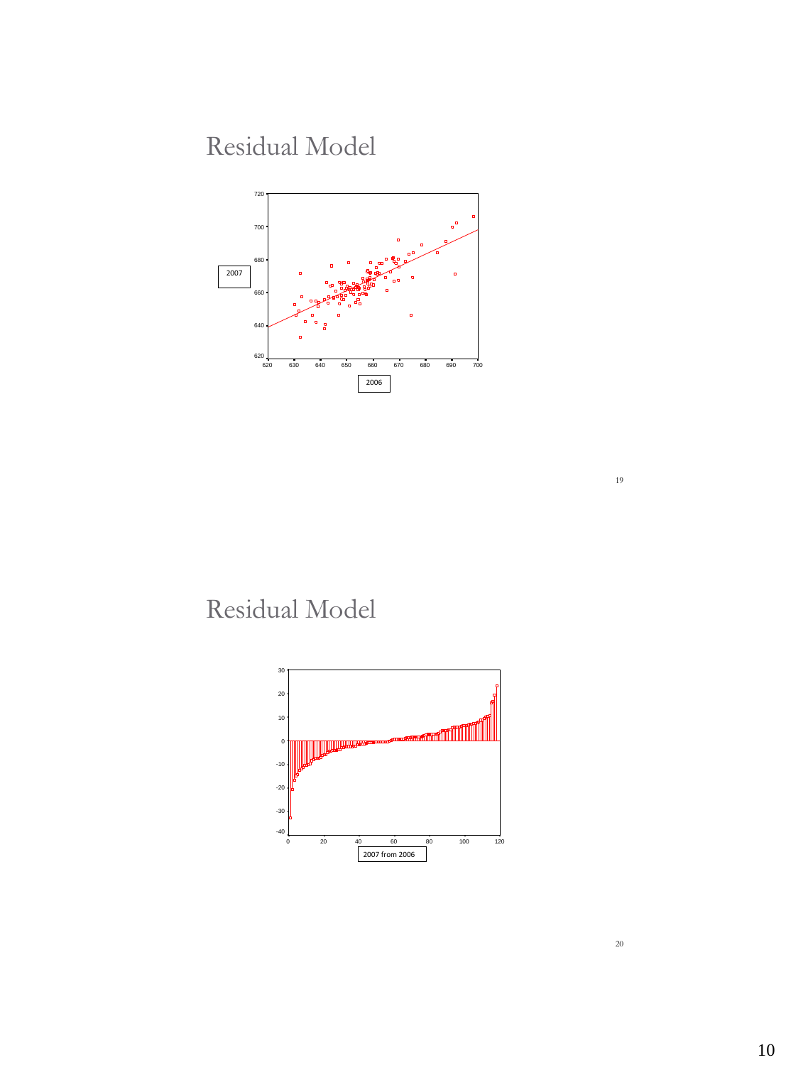# Residual Model

2007

720
700
680
660
640
620

620 630 640 650 660 670 680 690 700

2006

# Residual Model

30
20
10
0
-10
-20
-30
-40

0 20 40 60 80 100 120

2007 from 2006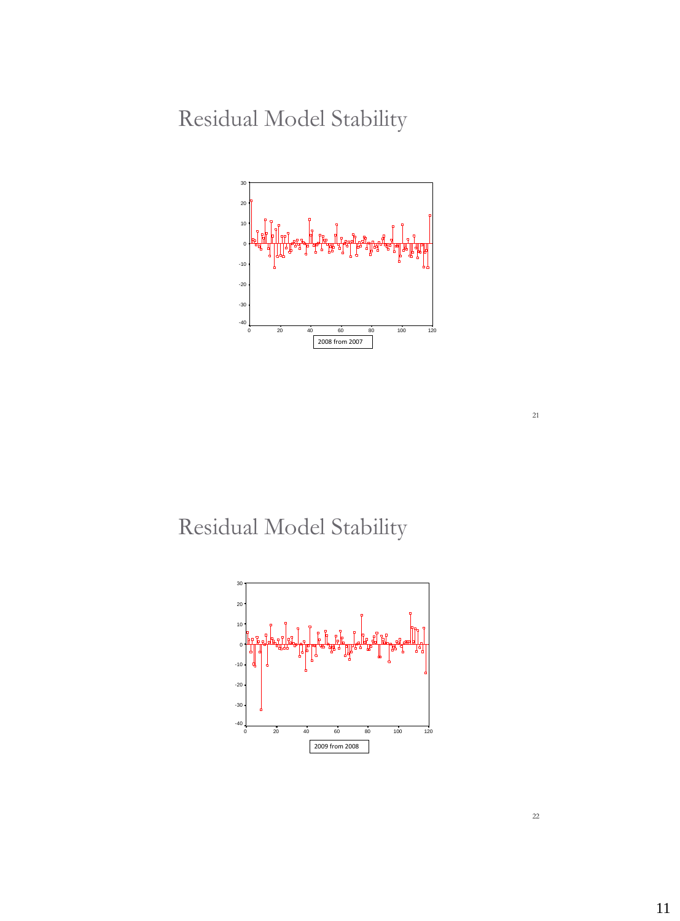# Residual Model Stability

2008 from 2007

# Residual Model Stability

2009 from 2008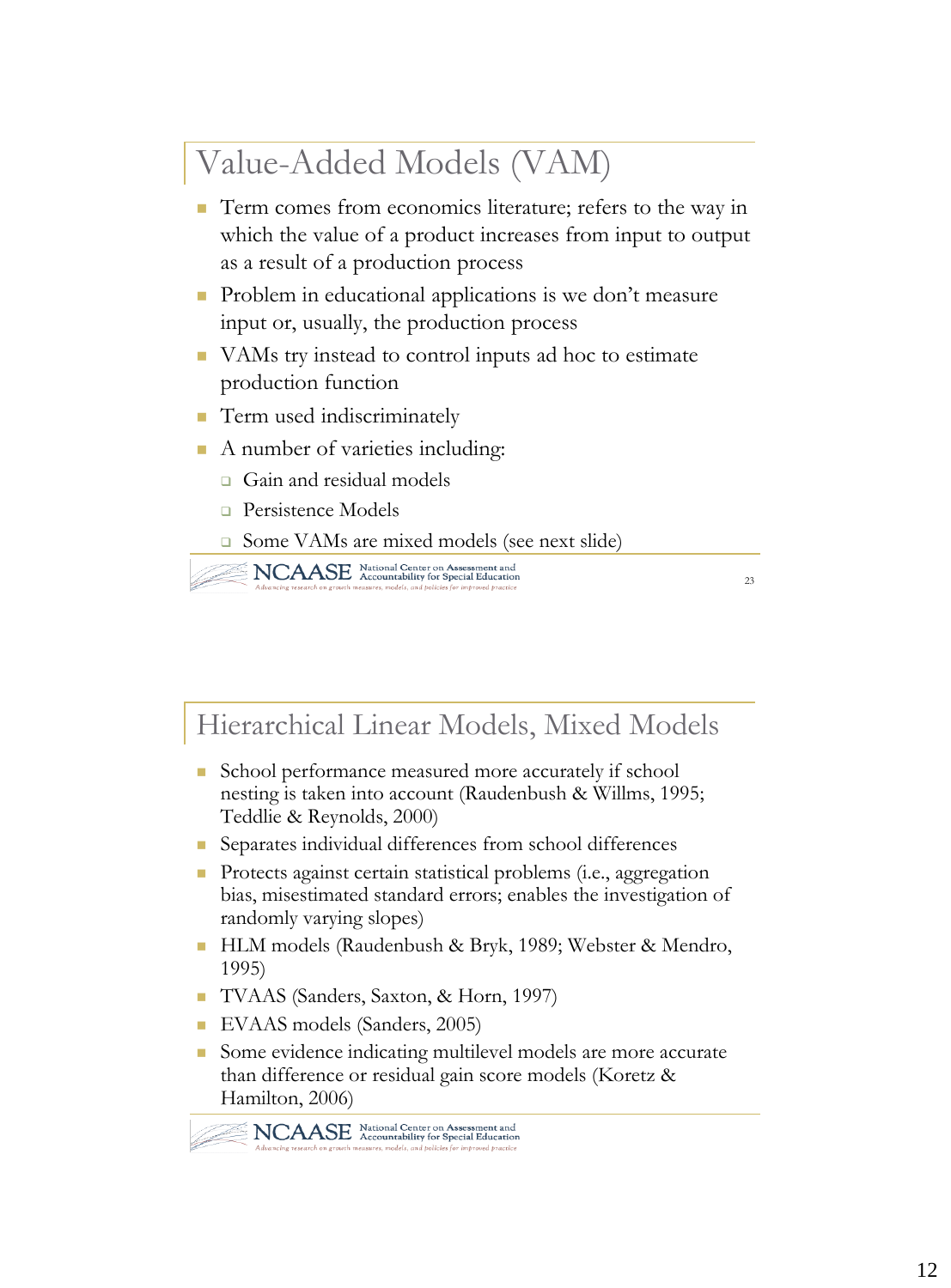## Value-Added Models (VAM)

- Term comes from economics literature; refers to the way in which the value of a product increases from input to output as a result of a production process
- Problem in educational applications is we don't measure input or, usually, the production process
- VAMs try instead to control inputs ad hoc to estimate production function
- Term used indiscriminately
- A number of varieties including:
  - Gain and residual models
  - Persistence Models
  - Some VAMs are mixed models (see next slide)

## Hierarchical Linear Models, Mixed Models

- School performance measured more accurately if school nesting is taken into account (Raudenbush & Willms, 1995; Teddlie & Reynolds, 2000)
- Separates individual differences from school differences
- Protects against certain statistical problems (i.e., aggregation bias, misestimated standard errors; enables the investigation of randomly varying slopes)
- HLM models (Raudenbush & Bryk, 1989; Webster & Mendro, 1995)
- TVAAS (Sanders, Saxton, & Horn, 1997)
- EVAAS models (Sanders, 2005)
- Some evidence indicating multilevel models are more accurate than difference or residual gain score models (Koretz & Hamilton, 2006)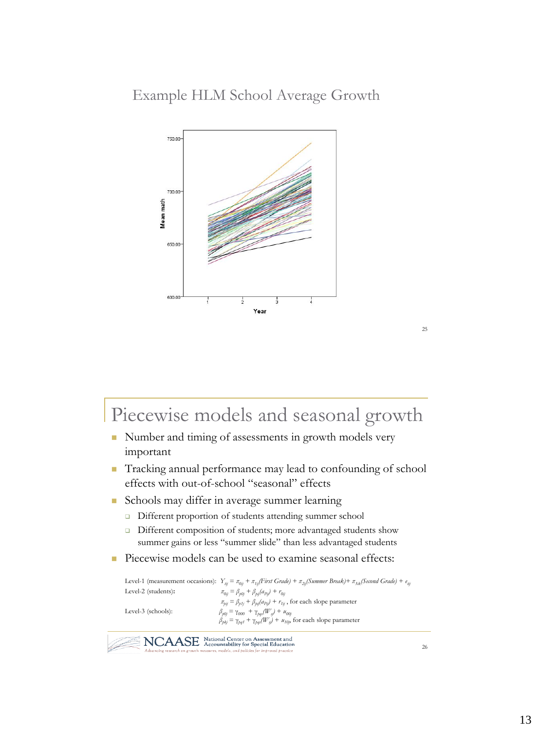## Example HLM School Average Growth

## Piecewise models and seasonal growth

- Number and timing of assessments in growth models very important
- Tracking annual performance may lead to confounding of school effects with out-of-school "seasonal" effects
- Schools may differ in average summer learning
  - Different proportion of students attending summer school
  - Different composition of students; more advantaged students show summer gains or less "summer slide" than less advantaged students
- Piecewise models can be used to examine seasonal effects:

Level-1 (measurement occasions): $Y_{tij} = \pi_{0ij} + \pi_{1ij}(\textit{First Grade}) + \pi_{2ij}(\textit{Summer Break}) + \pi_{3ik}(\textit{Second Grade}) + e_{tij}$

Level-2 (students): $\pi_{0ij} = \beta_{p0j} + \beta_{pij}(a_{Pij}) + r_{0ij}$

$\pi_{pij} = \beta_{p1j} + \beta_{pij}(a_{Pij}) + r_{1ij}$, for each slope parameter

Level-3 (schools): $\beta_{p0j} = \gamma_{000} + \gamma_{pqs}(W_{sj}) + u_{00j}$

$\beta_{pkj} = \gamma_{pq1} + \gamma_{pqs}(W_{sj}) + u_{10j}$, for each slope parameter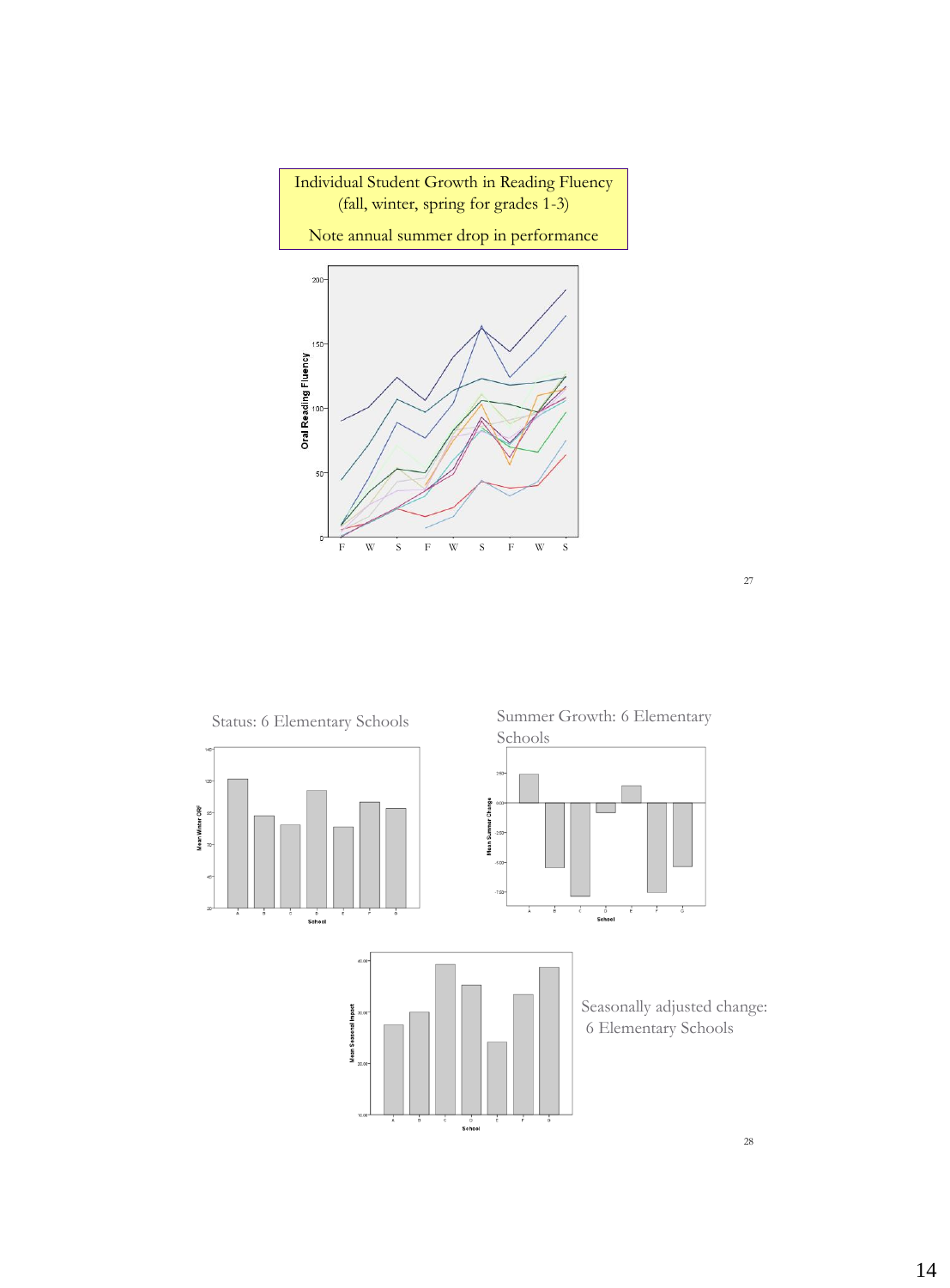Individual Student Growth in Reading Fluency (fall, winter, spring for grades 1-3)

Note annual summer drop in performance

Status: 6 Elementary Schools

Summer Growth: 6 Elementary Schools

Seasonally adjusted change: 6 Elementary Schools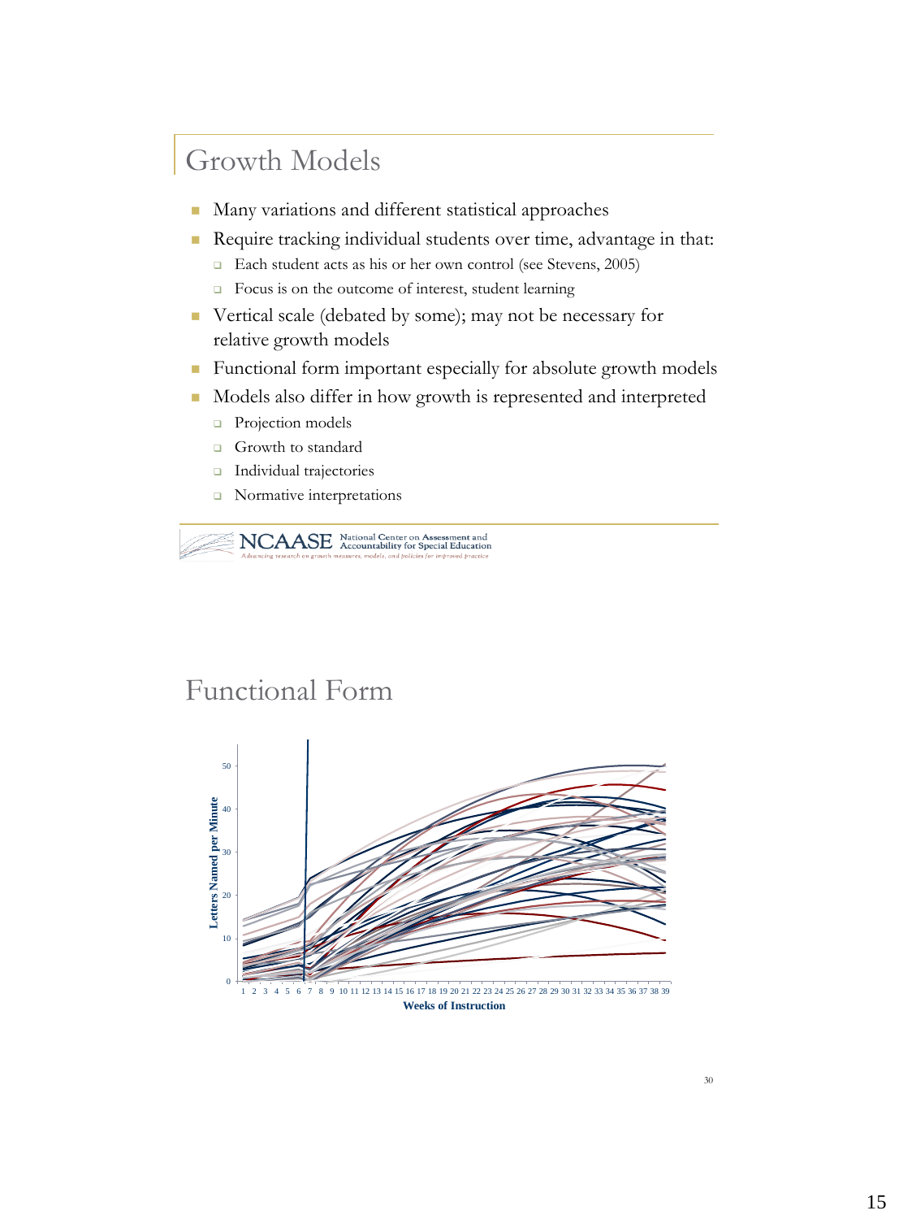## Growth Models

- Many variations and different statistical approaches
- Require tracking individual students over time, advantage in that:
  - Each student acts as his or her own control (see Stevens, 2005)
  - Focus is on the outcome of interest, student learning
- Vertical scale (debated by some); may not be necessary for relative growth models
- Functional form important especially for absolute growth models
- Models also differ in how growth is represented and interpreted
  - Projection models
  - Growth to standard
  - Individual trajectories
  - Normative interpretations

NCAASE National Center on Assessment and Accountability for Special Education
*Advancing research on growth measures, models, and policies for improved practice*

## Functional Form

Letters Named per Minute

Weeks of Instruction

30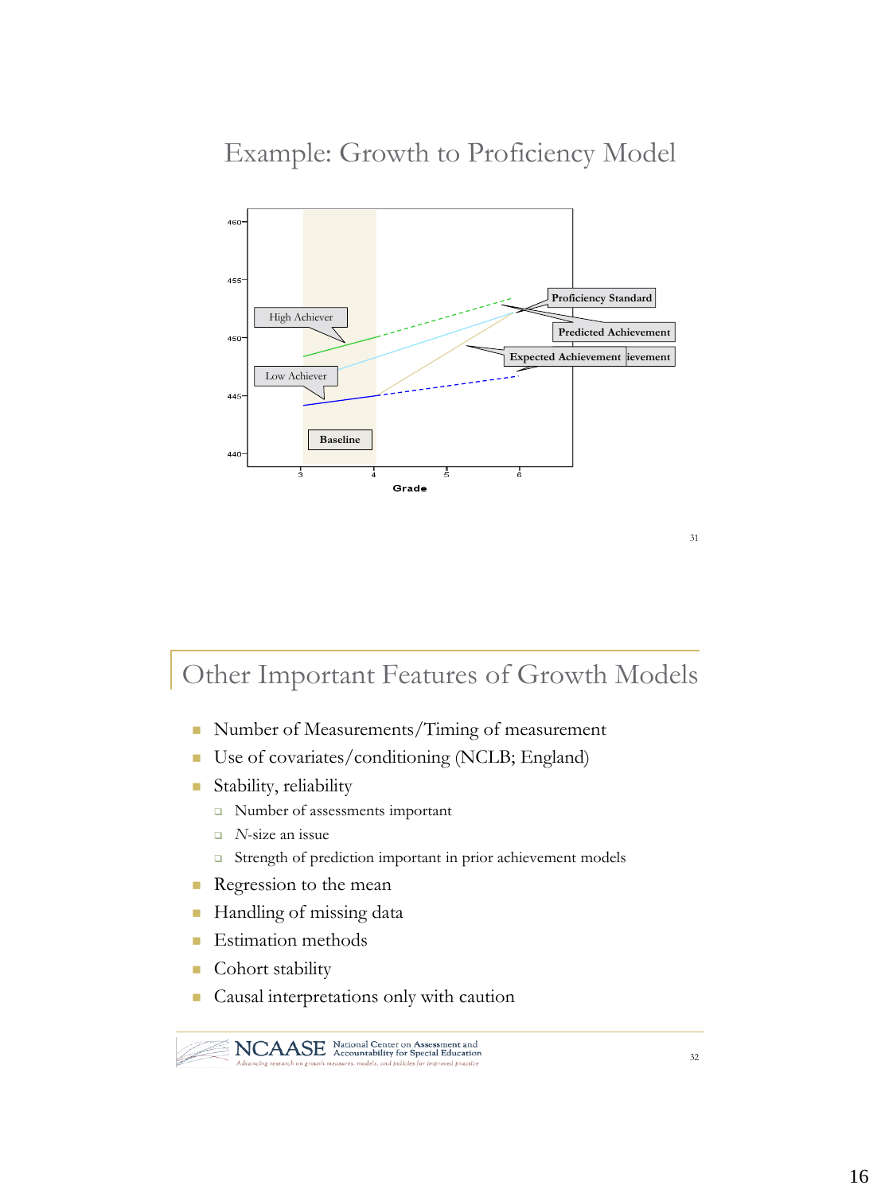## Example: Growth to Proficiency Model

Chart labels: High Achiever; Low Achiever; Baseline; Proficiency Standard; Predicted Achievement; Expected Achievement. Y-axis: 440, 445, 450, 455, 460. X-axis (Grade): 3, 4, 5, 6.

## Other Important Features of Growth Models

- Number of Measurements/Timing of measurement
- Use of covariates/conditioning (NCLB; England)
- Stability, reliability
  - Number of assessments important
  - *N*-size an issue
  - Strength of prediction important in prior achievement models
- Regression to the mean
- Handling of missing data
- Estimation methods
- Cohort stability
- Causal interpretations only with caution

NCAASE National Center on Assessment and Accountability for Special Education
*Advancing research on growth measures, models, and policies for improved practice*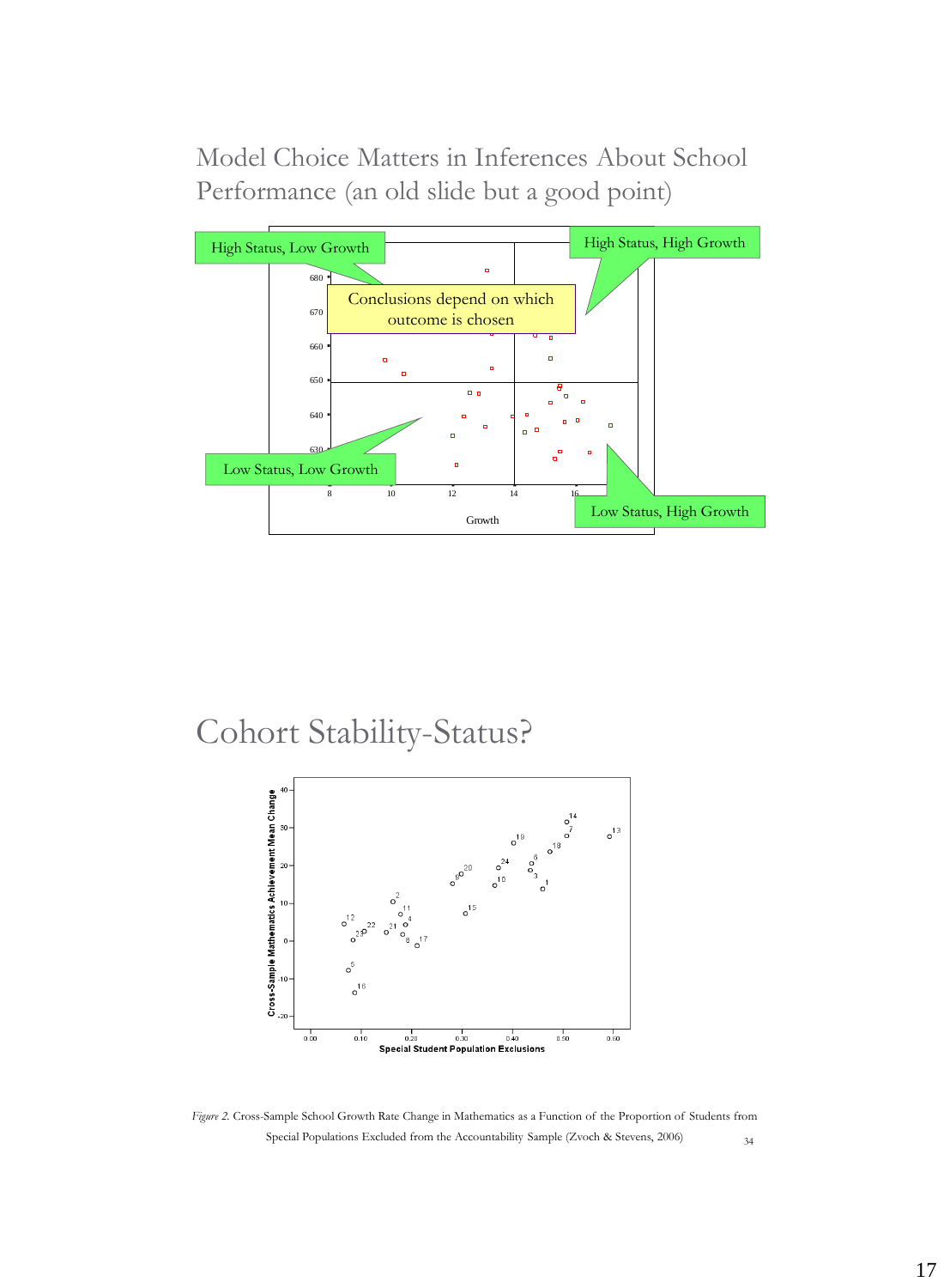## Model Choice Matters in Inferences About School Performance (an old slide but a good point)

High Status, Low Growth

High Status, High Growth

Conclusions depend on which outcome is chosen

Low Status, Low Growth

Low Status, High Growth

Growth

## Cohort Stability-Status?

*Figure 2.* Cross-Sample School Growth Rate Change in Mathematics as a Function of the Proportion of Students from Special Populations Excluded from the Accountability Sample (Zvoch & Stevens, 2006)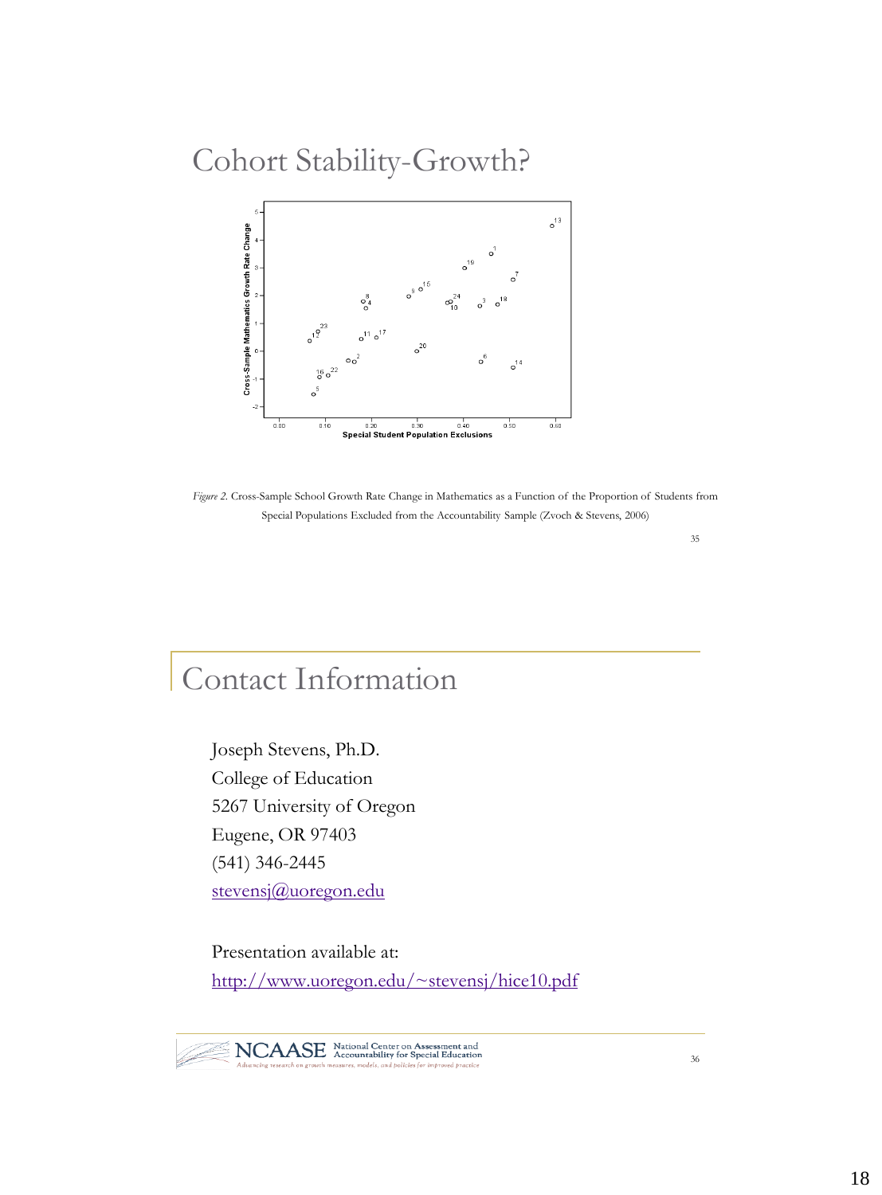## Cohort Stability-Growth?

Cross-Sample Mathematics Growth Rate Change

5
4
3
2
1
0
-1
-2

0.00 0.10 0.20 0.30 0.40 0.50 0.60

Special Student Population Exclusions

13
1
19
7
15
9
24
10
3
18
8
4
23
12
11
17
20
2
6
14
16
22
5

*Figure 2.* Cross-Sample School Growth Rate Change in Mathematics as a Function of the Proportion of Students from Special Populations Excluded from the Accountability Sample (Zvoch & Stevens, 2006)

## Contact Information

Joseph Stevens, Ph.D.
College of Education
5267 University of Oregon
Eugene, OR 97403
(541) 346-2445
stevensj@uoregon.edu

Presentation available at:
http://www.uoregon.edu/~stevensj/hice10.pdf

NCAASE National Center on Assessment and Accountability for Special Education
*Advancing research on growth measures, models, and policies for improved practice*